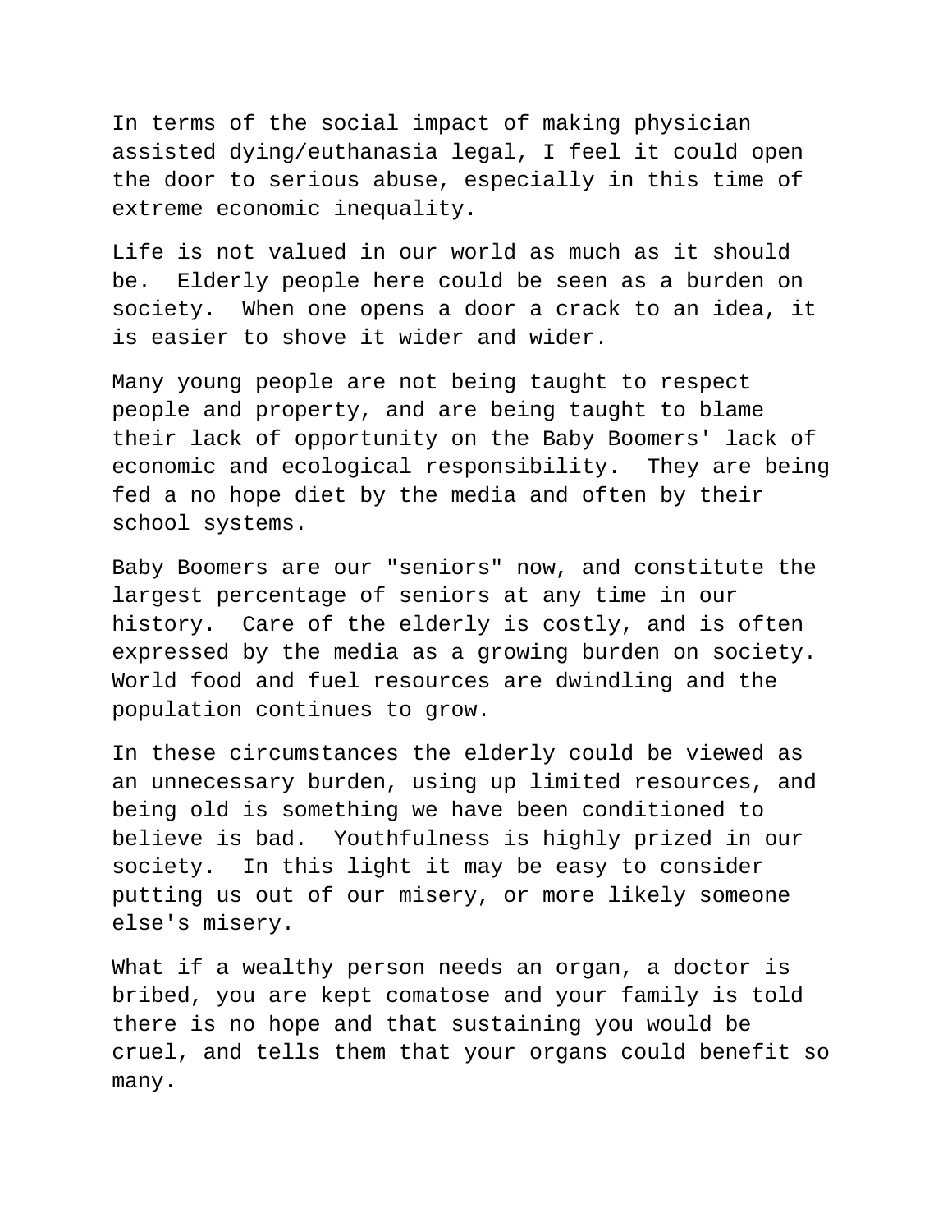In terms of the social impact of making physician assisted dying/euthanasia legal, I feel it could open the door to serious abuse, especially in this time of extreme economic inequality.

Life is not valued in our world as much as it should be. Elderly people here could be seen as a burden on society. When one opens a door a crack to an idea, it is easier to shove it wider and wider.

Many young people are not being taught to respect people and property, and are being taught to blame their lack of opportunity on the Baby Boomers' lack of economic and ecological responsibility. They are being fed a no hope diet by the media and often by their school systems.

Baby Boomers are our "seniors" now, and constitute the largest percentage of seniors at any time in our history. Care of the elderly is costly, and is often expressed by the media as a growing burden on society. World food and fuel resources are dwindling and the population continues to grow.

In these circumstances the elderly could be viewed as an unnecessary burden, using up limited resources, and being old is something we have been conditioned to believe is bad. Youthfulness is highly prized in our society. In this light it may be easy to consider putting us out of our misery, or more likely someone else's misery.

What if a wealthy person needs an organ, a doctor is bribed, you are kept comatose and your family is told there is no hope and that sustaining you would be cruel, and tells them that your organs could benefit so many.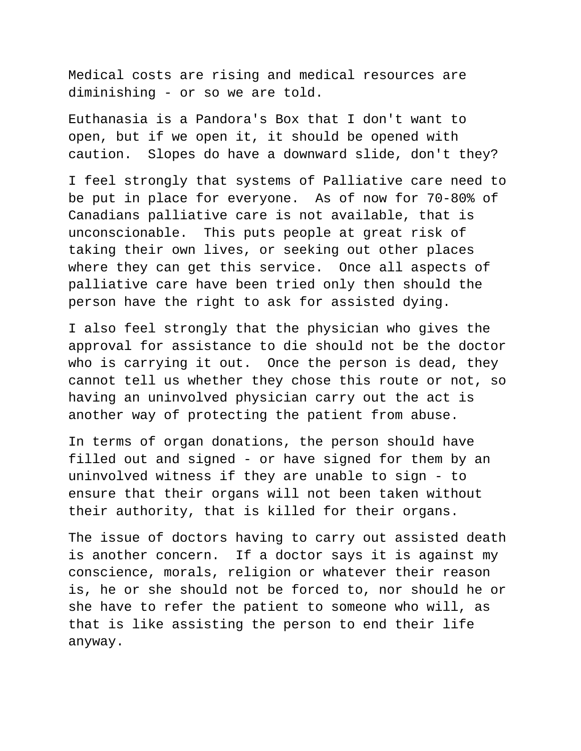Medical costs are rising and medical resources are diminishing - or so we are told.

Euthanasia is a Pandora's Box that I don't want to open, but if we open it, it should be opened with caution.  Slopes do have a downward slide, don't they?

I feel strongly that systems of Palliative care need to be put in place for everyone.  As of now for 70-80% of Canadians palliative care is not available, that is unconscionable.  This puts people at great risk of taking their own lives, or seeking out other places where they can get this service.  Once all aspects of palliative care have been tried only then should the person have the right to ask for assisted dying.

I also feel strongly that the physician who gives the approval for assistance to die should not be the doctor who is carrying it out.  Once the person is dead, they cannot tell us whether they chose this route or not, so having an uninvolved physician carry out the act is another way of protecting the patient from abuse.

In terms of organ donations, the person should have filled out and signed - or have signed for them by an uninvolved witness if they are unable to sign - to ensure that their organs will not been taken without their authority, that is killed for their organs.

The issue of doctors having to carry out assisted death is another concern.  If a doctor says it is against my conscience, morals, religion or whatever their reason is, he or she should not be forced to, nor should he or she have to refer the patient to someone who will, as that is like assisting the person to end their life anyway.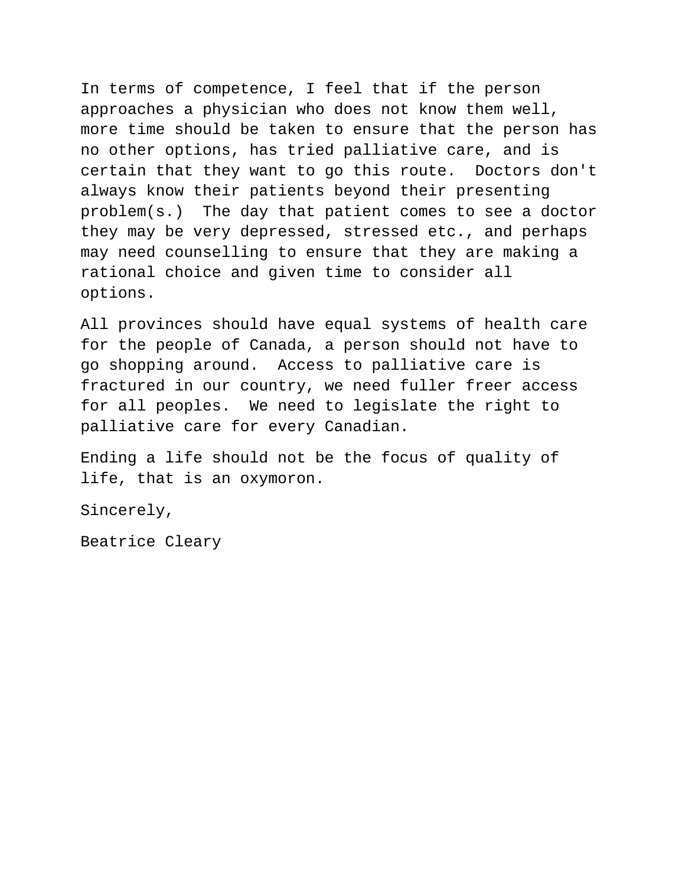In terms of competence, I feel that if the person approaches a physician who does not know them well, more time should be taken to ensure that the person has no other options, has tried palliative care, and is certain that they want to go this route.  Doctors don't always know their patients beyond their presenting problem(s.)  The day that patient comes to see a doctor they may be very depressed, stressed etc., and perhaps may need counselling to ensure that they are making a rational choice and given time to consider all options.

All provinces should have equal systems of health care for the people of Canada, a person should not have to go shopping around.  Access to palliative care is fractured in our country, we need fuller freer access for all peoples.  We need to legislate the right to palliative care for every Canadian.

Ending a life should not be the focus of quality of life, that is an oxymoron.

Sincerely,

Beatrice Cleary